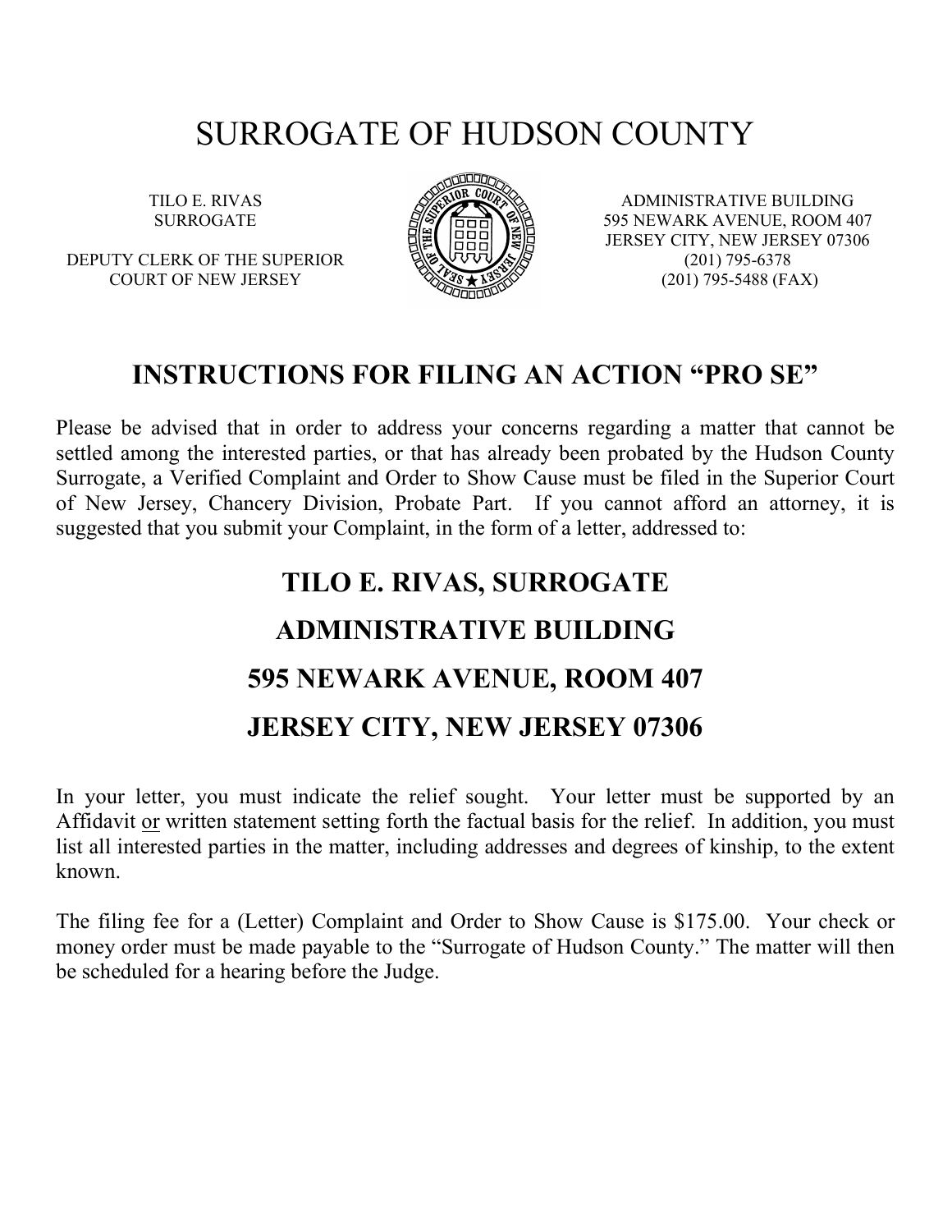# SURROGATE OF HUDSON COUNTY

TILO E. RIVAS
SURROGATE

DEPUTY CLERK OF THE SUPERIOR
COURT OF NEW JERSEY

ADMINISTRATIVE BUILDING
595 NEWARK AVENUE, ROOM 407
JERSEY CITY, NEW JERSEY 07306
(201) 795-6378
(201) 795-5488 (FAX)

## INSTRUCTIONS FOR FILING AN ACTION "PRO SE"

Please be advised that in order to address your concerns regarding a matter that cannot be settled among the interested parties, or that has already been probated by the Hudson County Surrogate, a Verified Complaint and Order to Show Cause must be filed in the Superior Court of New Jersey, Chancery Division, Probate Part. If you cannot afford an attorney, it is suggested that you submit your Complaint, in the form of a letter, addressed to:

**TILO E. RIVAS, SURROGATE**

**ADMINISTRATIVE BUILDING**

**595 NEWARK AVENUE, ROOM 407**

**JERSEY CITY, NEW JERSEY 07306**

In your letter, you must indicate the relief sought. Your letter must be supported by an Affidavit or written statement setting forth the factual basis for the relief. In addition, you must list all interested parties in the matter, including addresses and degrees of kinship, to the extent known.

The filing fee for a (Letter) Complaint and Order to Show Cause is $175.00. Your check or money order must be made payable to the "Surrogate of Hudson County." The matter will then be scheduled for a hearing before the Judge.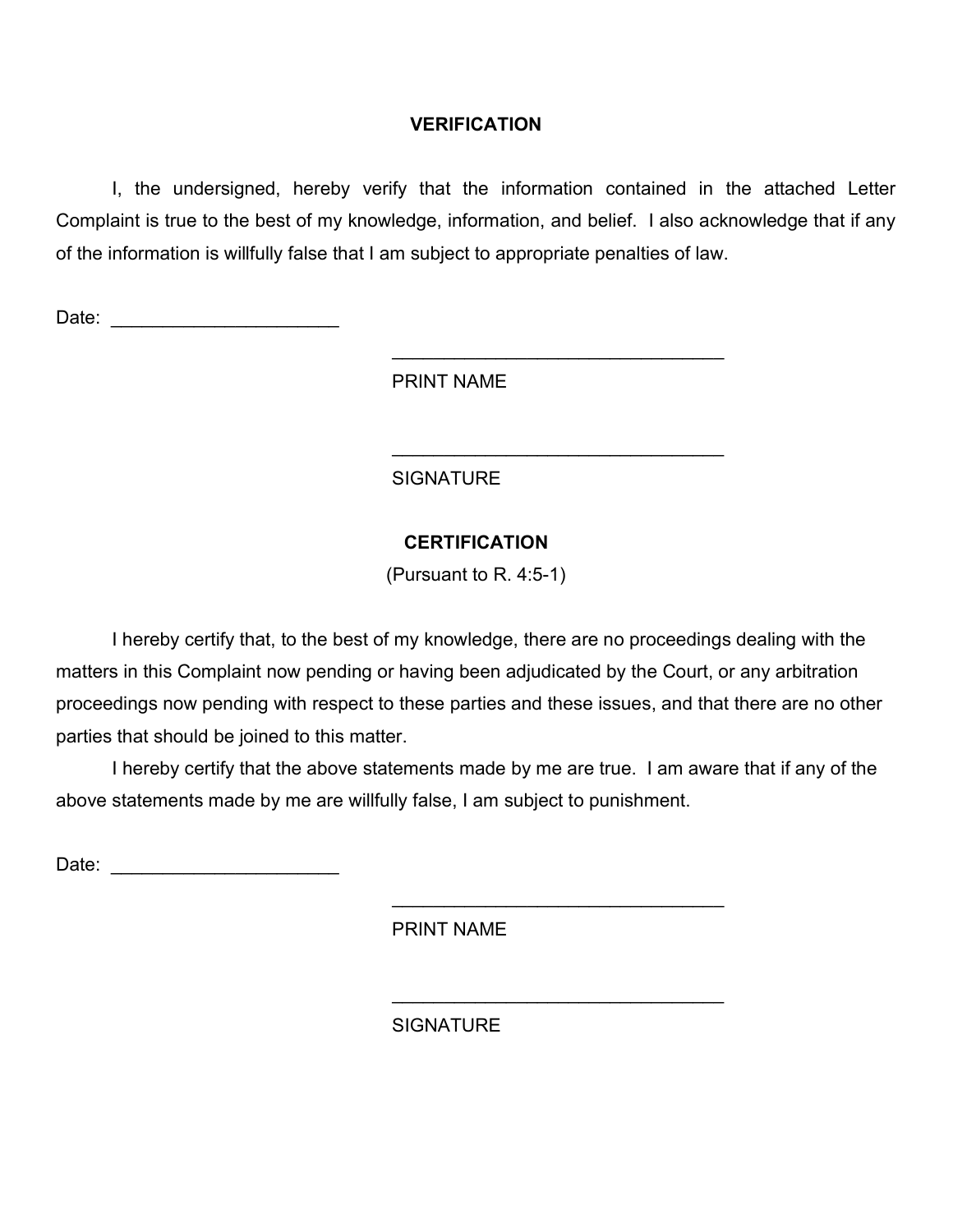## VERIFICATION

I, the undersigned, hereby verify that the information contained in the attached Letter Complaint is true to the best of my knowledge, information, and belief. I also acknowledge that if any of the information is willfully false that I am subject to appropriate penalties of law.

Date: ______________________

________________________________
PRINT NAME

________________________________
SIGNATURE

## CERTIFICATION

(Pursuant to R. 4:5-1)

I hereby certify that, to the best of my knowledge, there are no proceedings dealing with the matters in this Complaint now pending or having been adjudicated by the Court, or any arbitration proceedings now pending with respect to these parties and these issues, and that there are no other parties that should be joined to this matter.

I hereby certify that the above statements made by me are true. I am aware that if any of the above statements made by me are willfully false, I am subject to punishment.

Date: ______________________

________________________________
PRINT NAME

________________________________
SIGNATURE